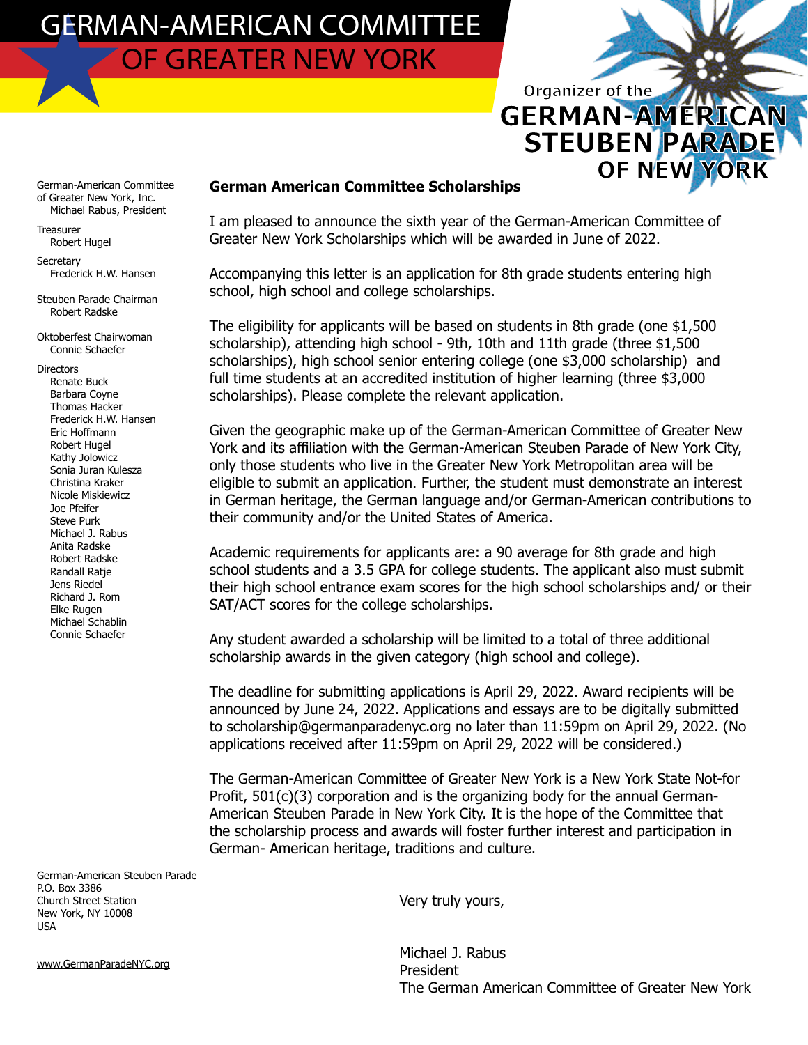# GERMAN-AMERICAN COMMITTEE OF GREATER NEW YORK

Organizer of the **GERMAN-AMERICAN STEUBEN PARADE OF NEW YORK**

German-American Committee of Greater New York, Inc.
Michael Rabus, President

Treasurer
Robert Hugel

Secretary
Frederick H.W. Hansen

Steuben Parade Chairman
Robert Radske

Oktoberfest Chairwoman
Connie Schaefer

Directors
Renate Buck
Barbara Coyne
Thomas Hacker
Frederick H.W. Hansen
Eric Hoffmann
Robert Hugel
Kathy Jolowicz
Sonia Juran Kulesza
Christina Kraker
Nicole Miskiewicz
Joe Pfeifer
Steve Purk
Michael J. Rabus
Anita Radske
Robert Radske
Randall Ratje
Jens Riedel
Richard J. Rom
Elke Rugen
Michael Schablin
Connie Schaefer

**German American Committee Scholarships**

I am pleased to announce the sixth year of the German-American Committee of Greater New York Scholarships which will be awarded in June of 2022.

Accompanying this letter is an application for 8th grade students entering high school, high school and college scholarships.

The eligibility for applicants will be based on students in 8th grade (one $1,500 scholarship), attending high school - 9th, 10th and 11th grade (three $1,500 scholarships), high school senior entering college (one $3,000 scholarship) and full time students at an accredited institution of higher learning (three $3,000 scholarships). Please complete the relevant application.

Given the geographic make up of the German-American Committee of Greater New York and its affiliation with the German-American Steuben Parade of New York City, only those students who live in the Greater New York Metropolitan area will be eligible to submit an application. Further, the student must demonstrate an interest in German heritage, the German language and/or German-American contributions to their community and/or the United States of America.

Academic requirements for applicants are: a 90 average for 8th grade and high school students and a 3.5 GPA for college students. The applicant also must submit their high school entrance exam scores for the high school scholarships and/ or their SAT/ACT scores for the college scholarships.

Any student awarded a scholarship will be limited to a total of three additional scholarship awards in the given category (high school and college).

The deadline for submitting applications is April 29, 2022. Award recipients will be announced by June 24, 2022. Applications and essays are to be digitally submitted to scholarship@germanparadenyc.org no later than 11:59pm on April 29, 2022. (No applications received after 11:59pm on April 29, 2022 will be considered.)

The German-American Committee of Greater New York is a New York State Not-for Profit, 501(c)(3) corporation and is the organizing body for the annual German-American Steuben Parade in New York City. It is the hope of the Committee that the scholarship process and awards will foster further interest and participation in German- American heritage, traditions and culture.

Very truly yours,

Michael J. Rabus
President
The German American Committee of Greater New York

German-American Steuben Parade
P.O. Box 3386
Church Street Station
New York, NY 10008
USA

www.GermanParadeNYC.org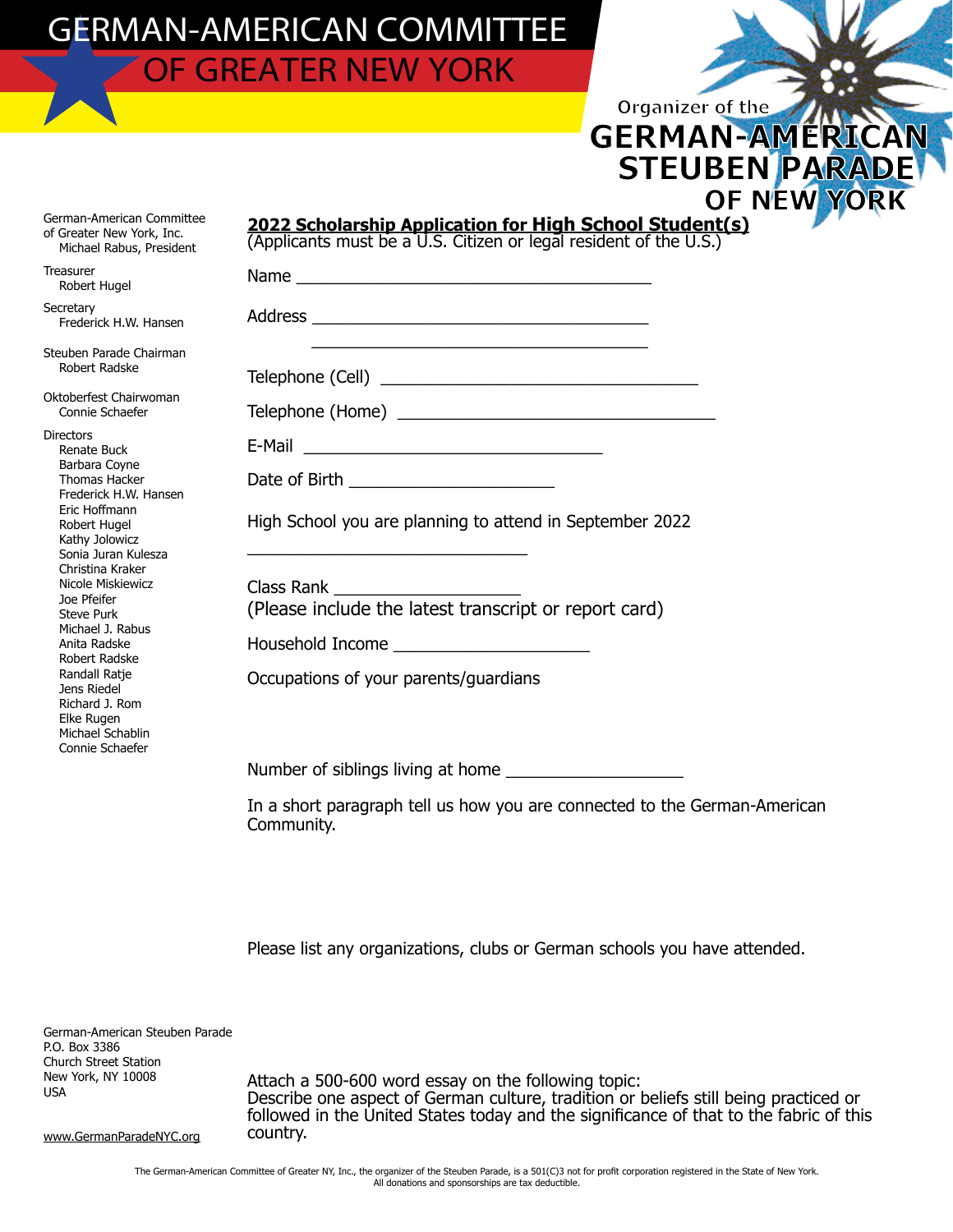# GERMAN-AMERICAN COMMITTEE OF GREATER NEW YORK

Organizer of the

**GERMAN-AMERICAN STEUBEN PARADE OF NEW YORK**

German-American Committee of Greater New York, Inc.
Michael Rabus, President

Treasurer
Robert Hugel

Secretary
Frederick H.W. Hansen

Steuben Parade Chairman
Robert Radske

Oktoberfest Chairwoman
Connie Schaefer

Directors
- Renate Buck
- Barbara Coyne
- Thomas Hacker
- Frederick H.W. Hansen
- Eric Hoffmann
- Robert Hugel
- Kathy Jolowicz
- Sonia Juran Kulesza
- Christina Kraker
- Nicole Miskiewicz
- Joe Pfeifer
- Steve Purk
- Michael J. Rabus
- Anita Radske
- Robert Radske
- Randall Ratje
- Jens Riedel
- Richard J. Rom
- Elke Rugen
- Michael Schablin
- Connie Schaefer

## 2022 Scholarship Application for High School Student(s)

(Applicants must be a U.S. Citizen or legal resident of the U.S.)

Name ______________________________________

Address ____________________________________

____________________________________

Telephone (Cell) __________________________________

Telephone (Home) __________________________________

E-Mail ________________________________

Date of Birth ______________________

High School you are planning to attend in September 2022

______________________________

Class Rank ____________________

(Please include the latest transcript or report card)

Household Income _____________________

Occupations of your parents/guardians

Number of siblings living at home ___________________

In a short paragraph tell us how you are connected to the German-American Community.

Please list any organizations, clubs or German schools you have attended.

Attach a 500-600 word essay on the following topic:
Describe one aspect of German culture, tradition or beliefs still being practiced or followed in the United States today and the significance of that to the fabric of this country.

German-American Steuben Parade
P.O. Box 3386
Church Street Station
New York, NY 10008
USA

www.GermanParadeNYC.org

The German-American Committee of Greater NY, Inc., the organizer of the Steuben Parade, is a 501(C)3 not for profit corporation registered in the State of New York. All donations and sponsorships are tax deductible.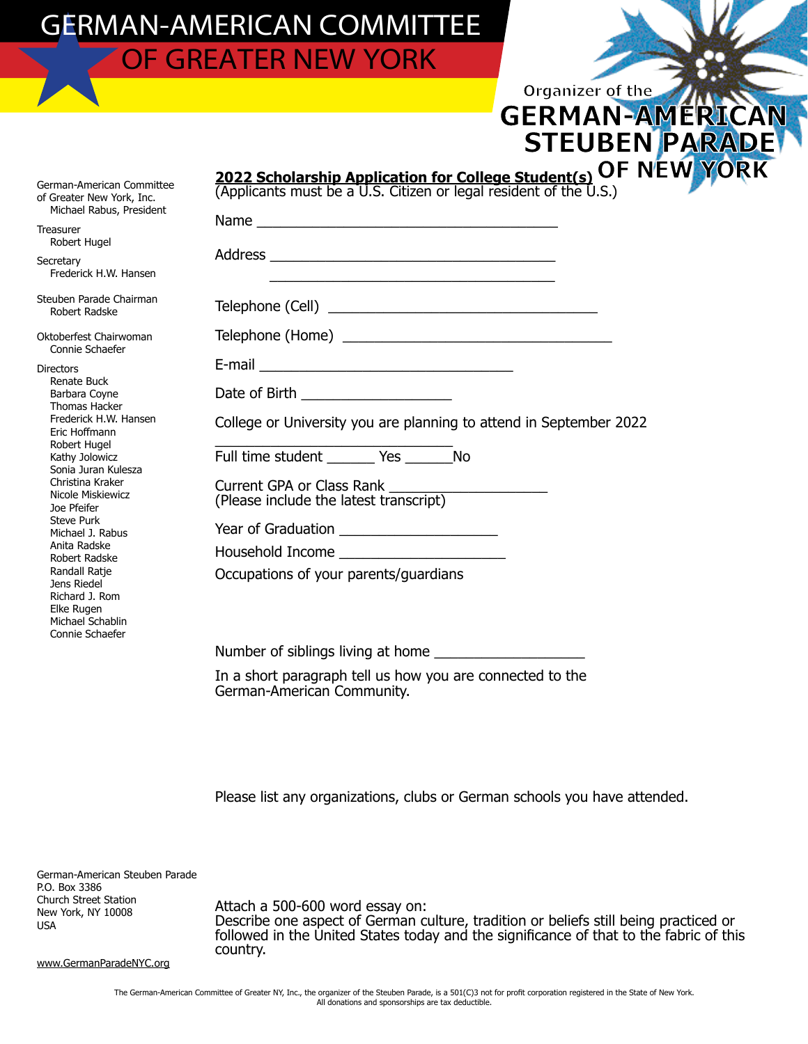# GERMAN-AMERICAN COMMITTEE OF GREATER NEW YORK

Organizer of the

## GERMAN-AMERICAN STEUBEN PARADE OF NEW YORK

German-American Committee of Greater New York, Inc.
Michael Rabus, President

Treasurer
Robert Hugel

Secretary
Frederick H.W. Hansen

Steuben Parade Chairman
Robert Radske

Oktoberfest Chairwoman
Connie Schaefer

Directors
- Renate Buck
- Barbara Coyne
- Thomas Hacker
- Frederick H.W. Hansen
- Eric Hoffmann
- Robert Hugel
- Kathy Jolowicz
- Sonia Juran Kulesza
- Christina Kraker
- Nicole Miskiewicz
- Joe Pfeifer
- Steve Purk
- Michael J. Rabus
- Anita Radske
- Robert Radske
- Randall Ratje
- Jens Riedel
- Richard J. Rom
- Elke Rugen
- Michael Schablin
- Connie Schaefer

**2022 Scholarship Application for College Student(s)**
(Applicants must be a U.S. Citizen or legal resident of the U.S.)

Name ______________________________________

Address ___________________________________

___________________________________

Telephone (Cell) ___________________________________

Telephone (Home) ___________________________________

E-mail ________________________________

Date of Birth ___________________

College or University you are planning to attend in September 2022

______________________________

Full time student ______ Yes ______No

Current GPA or Class Rank ____________________
(Please include the latest transcript)

Year of Graduation ____________________

Household Income _____________________

Occupations of your parents/guardians

Number of siblings living at home ___________________

In a short paragraph tell us how you are connected to the German-American Community.

Please list any organizations, clubs or German schools you have attended.

German-American Steuben Parade
P.O. Box 3386
Church Street Station
New York, NY 10008
USA

www.GermanParadeNYC.org

Attach a 500-600 word essay on:
Describe one aspect of German culture, tradition or beliefs still being practiced or followed in the United States today and the significance of that to the fabric of this country.

The German-American Committee of Greater NY, Inc., the organizer of the Steuben Parade, is a 501(C)3 not for profit corporation registered in the State of New York.
All donations and sponsorships are tax deductible.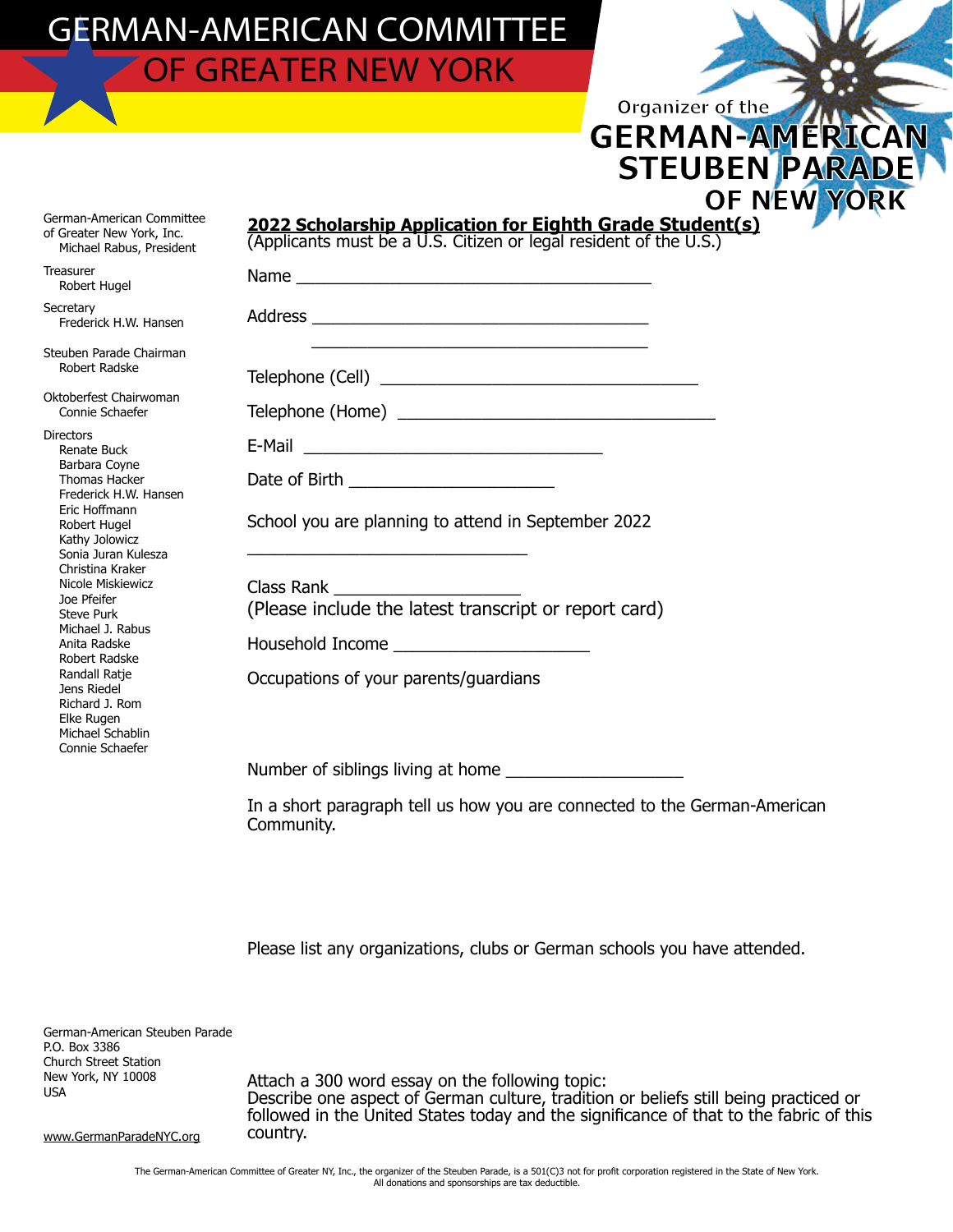# GERMAN-AMERICAN COMMITTEE OF GREATER NEW YORK

Organizer of the
**GERMAN-AMERICAN STEUBEN PARADE OF NEW YORK**

German-American Committee of Greater New York, Inc.
Michael Rabus, President

Treasurer
Robert Hugel

Secretary
Frederick H.W. Hansen

Steuben Parade Chairman
Robert Radske

Oktoberfest Chairwoman
Connie Schaefer

Directors
Renate Buck
Barbara Coyne
Thomas Hacker
Frederick H.W. Hansen
Eric Hoffmann
Robert Hugel
Kathy Jolowicz
Sonia Juran Kulesza
Christina Kraker
Nicole Miskiewicz
Joe Pfeifer
Steve Purk
Michael J. Rabus
Anita Radske
Robert Radske
Randall Ratje
Jens Riedel
Richard J. Rom
Elke Rugen
Michael Schablin
Connie Schaefer

## 2022 Scholarship Application for Eighth Grade Student(s)

(Applicants must be a U.S. Citizen or legal resident of the U.S.)

Name ____________________________________

Address ____________________________________

____________________________________

Telephone (Cell) ________________________________

Telephone (Home) ________________________________

E-Mail ______________________________

Date of Birth ____________________

School you are planning to attend in September 2022

____________________________

Class Rank __________________
(Please include the latest transcript or report card)

Household Income ___________________

Occupations of your parents/guardians

Number of siblings living at home _________________

In a short paragraph tell us how you are connected to the German-American Community.

Please list any organizations, clubs or German schools you have attended.

Attach a 300 word essay on the following topic:
Describe one aspect of German culture, tradition or beliefs still being practiced or followed in the United States today and the significance of that to the fabric of this country.

German-American Steuben Parade
P.O. Box 3386
Church Street Station
New York, NY 10008
USA

www.GermanParadeNYC.org

The German-American Committee of Greater NY, Inc., the organizer of the Steuben Parade, is a 501(C)3 not for profit corporation registered in the State of New York. All donations and sponsorships are tax deductible.